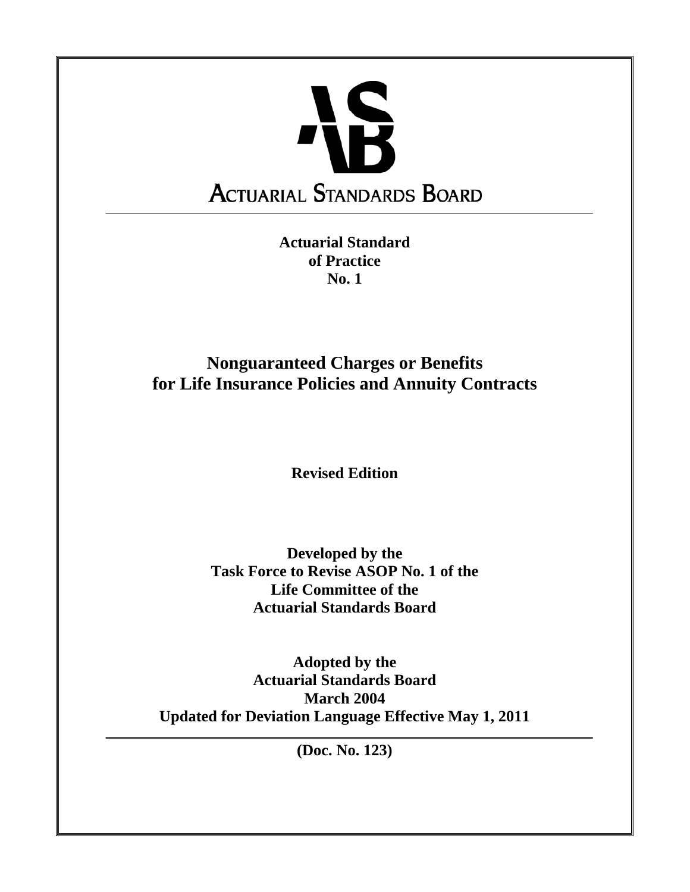# ACTUARIAL STANDARDS BOARD

**Actuarial Standard of Practice No. 1**

## Nonguaranteed Charges or Benefits for Life Insurance Policies and Annuity Contracts

**Revised Edition**

**Developed by the Task Force to Revise ASOP No. 1 of the Life Committee of the Actuarial Standards Board**

**Adopted by the Actuarial Standards Board March 2004**
**Updated for Deviation Language Effective May 1, 2011**

**(Doc. No. 123)**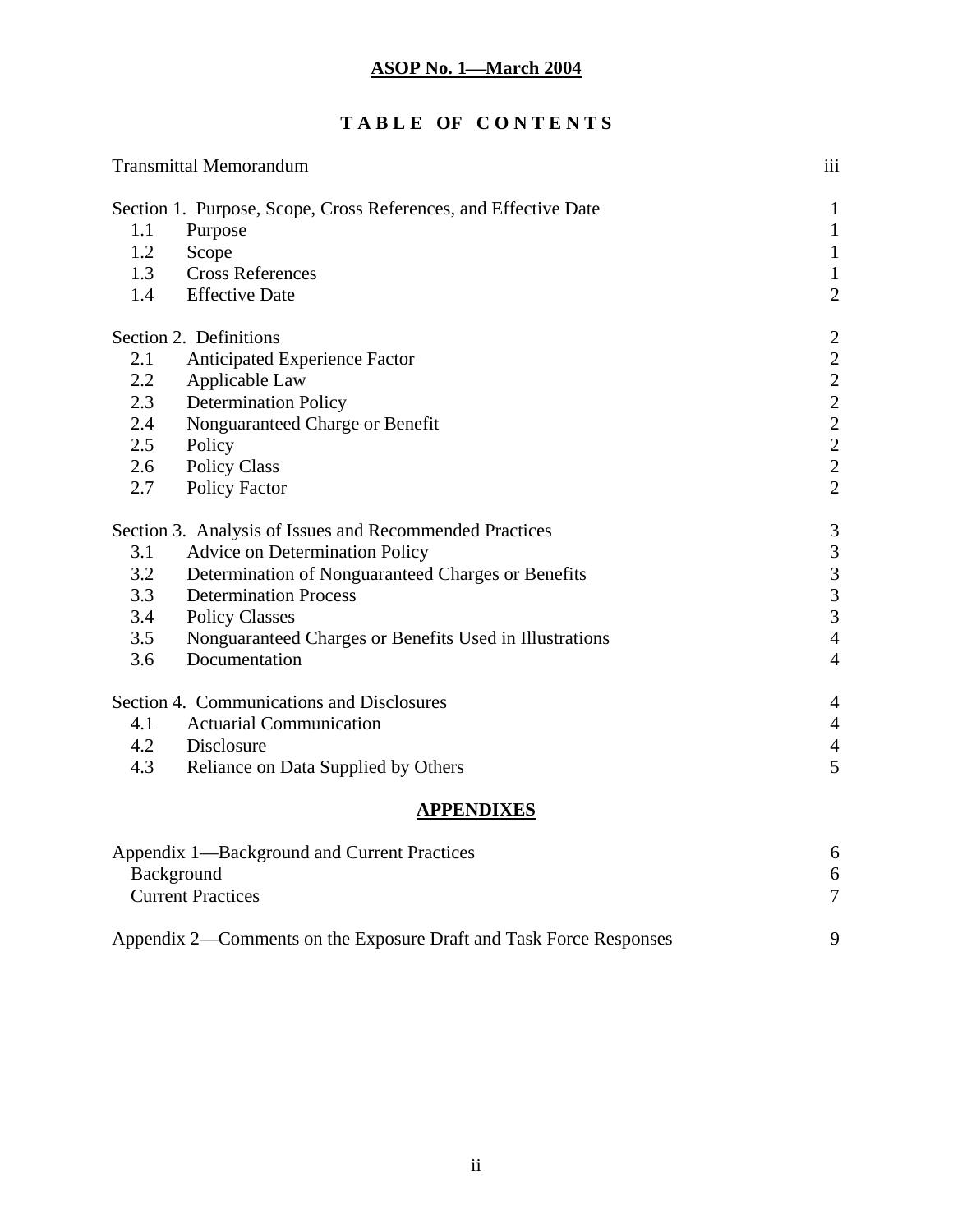**ASOP No. 1—March 2004**

# TABLE OF CONTENTS

| | | |
|---|---|---|
| Transmittal Memorandum | | iii |
| Section 1. Purpose, Scope, Cross References, and Effective Date | | 1 |
| 1.1 | Purpose | 1 |
| 1.2 | Scope | 1 |
| 1.3 | Cross References | 1 |
| 1.4 | Effective Date | 2 |
| Section 2. Definitions | | 2 |
| 2.1 | Anticipated Experience Factor | 2 |
| 2.2 | Applicable Law | 2 |
| 2.3 | Determination Policy | 2 |
| 2.4 | Nonguaranteed Charge or Benefit | 2 |
| 2.5 | Policy | 2 |
| 2.6 | Policy Class | 2 |
| 2.7 | Policy Factor | 2 |
| Section 3. Analysis of Issues and Recommended Practices | | 3 |
| 3.1 | Advice on Determination Policy | 3 |
| 3.2 | Determination of Nonguaranteed Charges or Benefits | 3 |
| 3.3 | Determination Process | 3 |
| 3.4 | Policy Classes | 3 |
| 3.5 | Nonguaranteed Charges or Benefits Used in Illustrations | 4 |
| 3.6 | Documentation | 4 |
| Section 4. Communications and Disclosures | | 4 |
| 4.1 | Actuarial Communication | 4 |
| 4.2 | Disclosure | 4 |
| 4.3 | Reliance on Data Supplied by Others | 5 |

## APPENDIXES

| | |
|---|---|
| Appendix 1—Background and Current Practices | 6 |
| Background | 6 |
| Current Practices | 7 |
| Appendix 2—Comments on the Exposure Draft and Task Force Responses | 9 |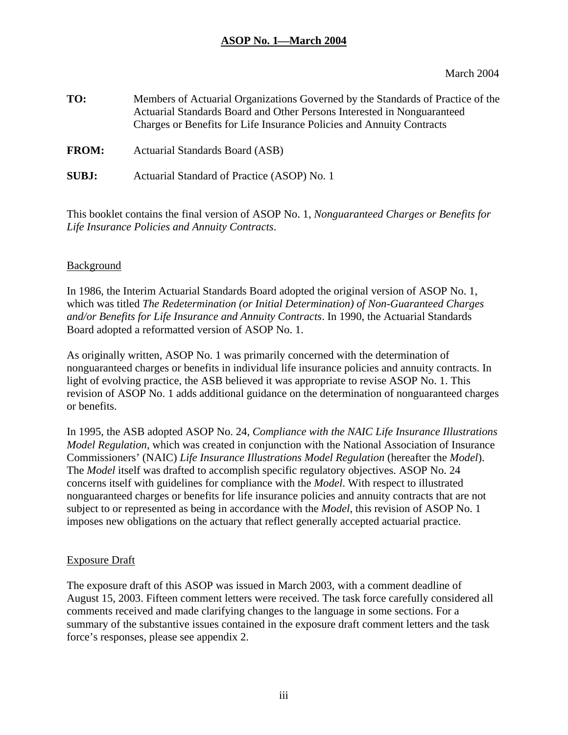March 2004

**TO:** Members of Actuarial Organizations Governed by the Standards of Practice of the Actuarial Standards Board and Other Persons Interested in Nonguaranteed Charges or Benefits for Life Insurance Policies and Annuity Contracts

**FROM:** Actuarial Standards Board (ASB)

**SUBJ:** Actuarial Standard of Practice (ASOP) No. 1

This booklet contains the final version of ASOP No. 1, *Nonguaranteed Charges or Benefits for Life Insurance Policies and Annuity Contracts*.

## Background

In 1986, the Interim Actuarial Standards Board adopted the original version of ASOP No. 1, which was titled *The Redetermination (or Initial Determination) of Non-Guaranteed Charges and/or Benefits for Life Insurance and Annuity Contracts*. In 1990, the Actuarial Standards Board adopted a reformatted version of ASOP No. 1.

As originally written, ASOP No. 1 was primarily concerned with the determination of nonguaranteed charges or benefits in individual life insurance policies and annuity contracts. In light of evolving practice, the ASB believed it was appropriate to revise ASOP No. 1. This revision of ASOP No. 1 adds additional guidance on the determination of nonguaranteed charges or benefits.

In 1995, the ASB adopted ASOP No. 24, *Compliance with the NAIC Life Insurance Illustrations Model Regulation*, which was created in conjunction with the National Association of Insurance Commissioners' (NAIC) *Life Insurance Illustrations Model Regulation* (hereafter the *Model*). The *Model* itself was drafted to accomplish specific regulatory objectives. ASOP No. 24 concerns itself with guidelines for compliance with the *Model*. With respect to illustrated nonguaranteed charges or benefits for life insurance policies and annuity contracts that are not subject to or represented as being in accordance with the *Model*, this revision of ASOP No. 1 imposes new obligations on the actuary that reflect generally accepted actuarial practice.

## Exposure Draft

The exposure draft of this ASOP was issued in March 2003, with a comment deadline of August 15, 2003. Fifteen comment letters were received. The task force carefully considered all comments received and made clarifying changes to the language in some sections. For a summary of the substantive issues contained in the exposure draft comment letters and the task force's responses, please see appendix 2.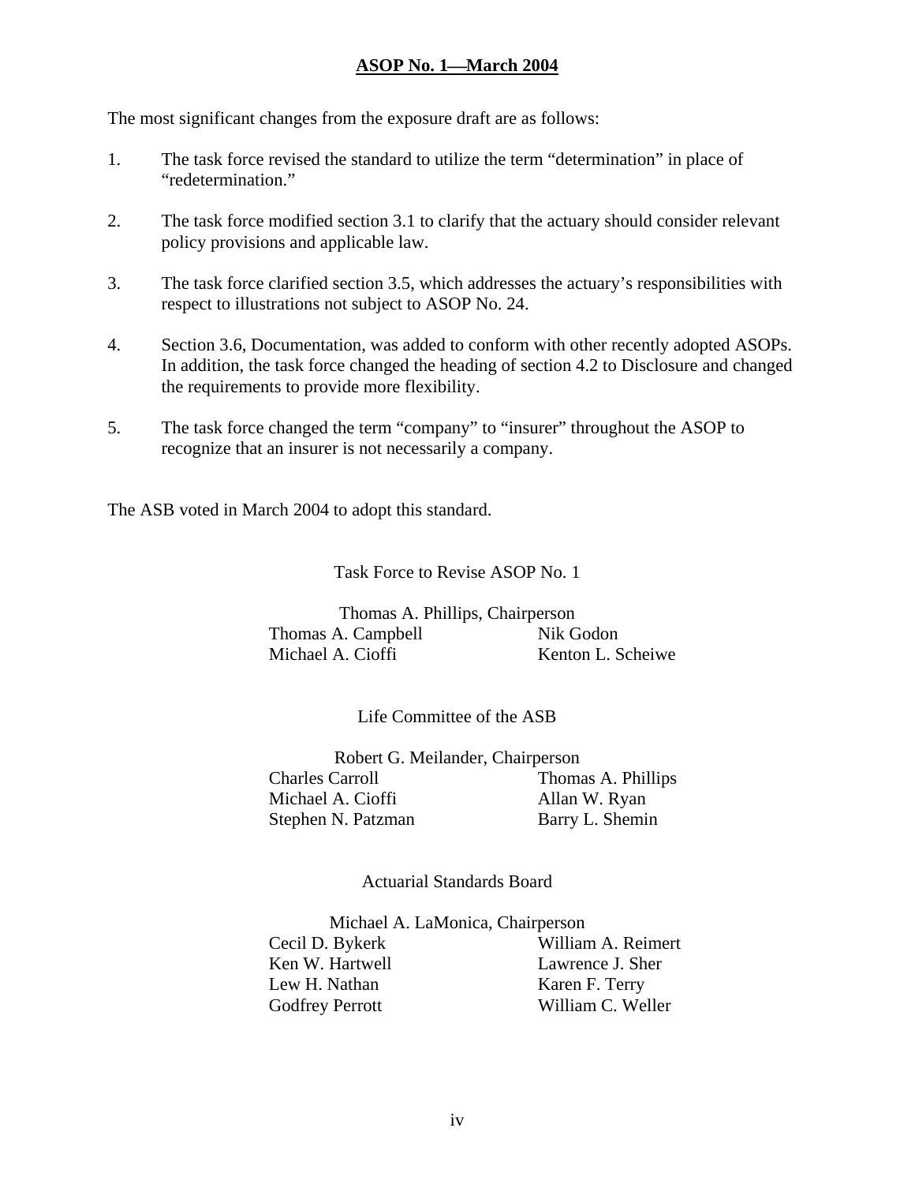The most significant changes from the exposure draft are as follows:

1. The task force revised the standard to utilize the term "determination" in place of "redetermination."

2. The task force modified section 3.1 to clarify that the actuary should consider relevant policy provisions and applicable law.

3. The task force clarified section 3.5, which addresses the actuary's responsibilities with respect to illustrations not subject to ASOP No. 24.

4. Section 3.6, Documentation, was added to conform with other recently adopted ASOPs. In addition, the task force changed the heading of section 4.2 to Disclosure and changed the requirements to provide more flexibility.

5. The task force changed the term "company" to "insurer" throughout the ASOP to recognize that an insurer is not necessarily a company.

The ASB voted in March 2004 to adopt this standard.

Task Force to Revise ASOP No. 1

Thomas A. Phillips, Chairperson

Thomas A. Campbell | Nik Godon
Michael A. Cioffi | Kenton L. Scheiwe

Life Committee of the ASB

Robert G. Meilander, Chairperson

Charles Carroll | Thomas A. Phillips
Michael A. Cioffi | Allan W. Ryan
Stephen N. Patzman | Barry L. Shemin

Actuarial Standards Board

Michael A. LaMonica, Chairperson

Cecil D. Bykerk | William A. Reimert
Ken W. Hartwell | Lawrence J. Sher
Lew H. Nathan | Karen F. Terry
Godfrey Perrott | William C. Weller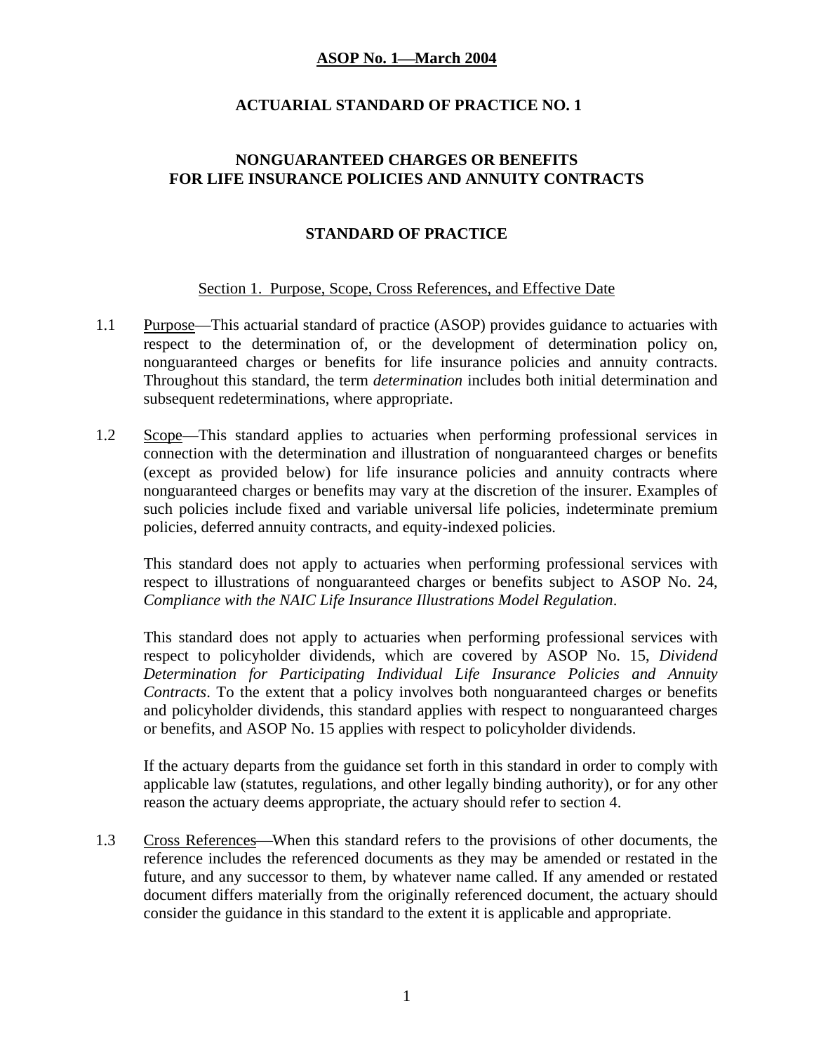**ASOP No. 1—March 2004**

# ACTUARIAL STANDARD OF PRACTICE NO. 1

## NONGUARANTEED CHARGES OR BENEFITS FOR LIFE INSURANCE POLICIES AND ANNUITY CONTRACTS

## STANDARD OF PRACTICE

### Section 1. Purpose, Scope, Cross References, and Effective Date

1.1 Purpose—This actuarial standard of practice (ASOP) provides guidance to actuaries with respect to the determination of, or the development of determination policy on, nonguaranteed charges or benefits for life insurance policies and annuity contracts. Throughout this standard, the term *determination* includes both initial determination and subsequent redeterminations, where appropriate.

1.2 Scope—This standard applies to actuaries when performing professional services in connection with the determination and illustration of nonguaranteed charges or benefits (except as provided below) for life insurance policies and annuity contracts where nonguaranteed charges or benefits may vary at the discretion of the insurer. Examples of such policies include fixed and variable universal life policies, indeterminate premium policies, deferred annuity contracts, and equity-indexed policies.

This standard does not apply to actuaries when performing professional services with respect to illustrations of nonguaranteed charges or benefits subject to ASOP No. 24, *Compliance with the NAIC Life Insurance Illustrations Model Regulation*.

This standard does not apply to actuaries when performing professional services with respect to policyholder dividends, which are covered by ASOP No. 15, *Dividend Determination for Participating Individual Life Insurance Policies and Annuity Contracts*. To the extent that a policy involves both nonguaranteed charges or benefits and policyholder dividends, this standard applies with respect to nonguaranteed charges or benefits, and ASOP No. 15 applies with respect to policyholder dividends.

If the actuary departs from the guidance set forth in this standard in order to comply with applicable law (statutes, regulations, and other legally binding authority), or for any other reason the actuary deems appropriate, the actuary should refer to section 4.

1.3 Cross References—When this standard refers to the provisions of other documents, the reference includes the referenced documents as they may be amended or restated in the future, and any successor to them, by whatever name called. If any amended or restated document differs materially from the originally referenced document, the actuary should consider the guidance in this standard to the extent it is applicable and appropriate.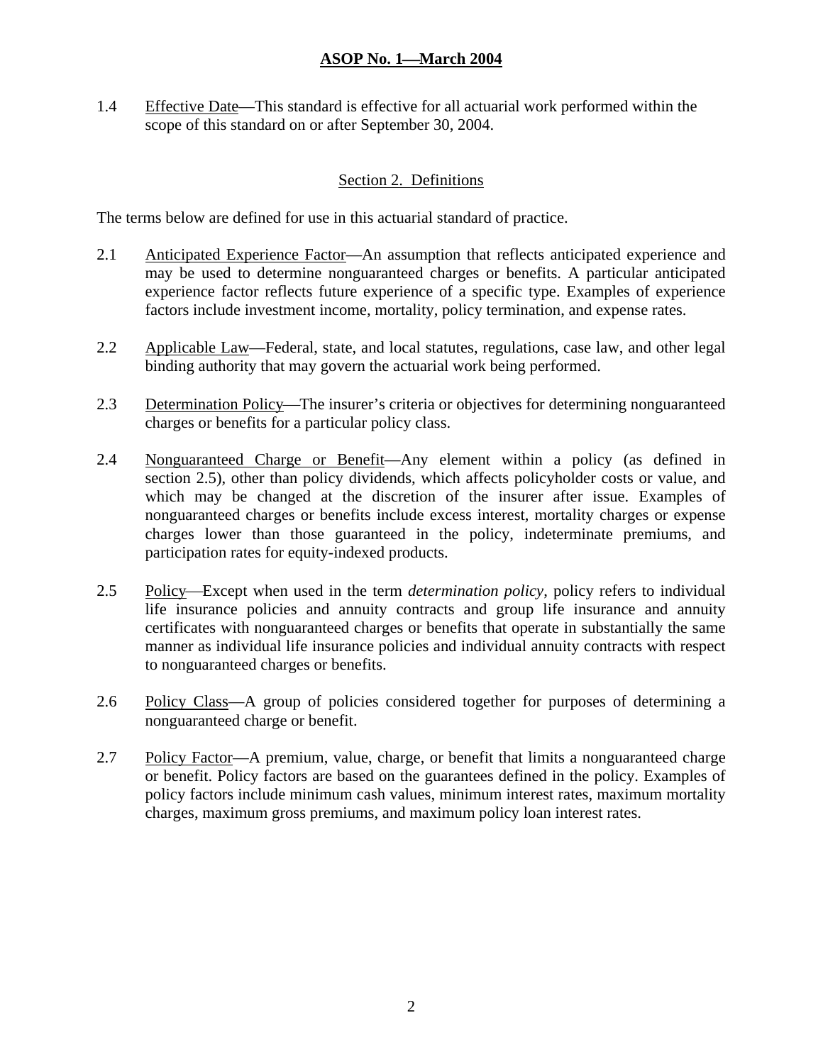1.4 Effective Date—This standard is effective for all actuarial work performed within the scope of this standard on or after September 30, 2004.

## Section 2. Definitions

The terms below are defined for use in this actuarial standard of practice.

2.1 Anticipated Experience Factor—An assumption that reflects anticipated experience and may be used to determine nonguaranteed charges or benefits. A particular anticipated experience factor reflects future experience of a specific type. Examples of experience factors include investment income, mortality, policy termination, and expense rates.

2.2 Applicable Law—Federal, state, and local statutes, regulations, case law, and other legal binding authority that may govern the actuarial work being performed.

2.3 Determination Policy—The insurer's criteria or objectives for determining nonguaranteed charges or benefits for a particular policy class.

2.4 Nonguaranteed Charge or Benefit—Any element within a policy (as defined in section 2.5), other than policy dividends, which affects policyholder costs or value, and which may be changed at the discretion of the insurer after issue. Examples of nonguaranteed charges or benefits include excess interest, mortality charges or expense charges lower than those guaranteed in the policy, indeterminate premiums, and participation rates for equity-indexed products.

2.5 Policy—Except when used in the term *determination policy*, policy refers to individual life insurance policies and annuity contracts and group life insurance and annuity certificates with nonguaranteed charges or benefits that operate in substantially the same manner as individual life insurance policies and individual annuity contracts with respect to nonguaranteed charges or benefits.

2.6 Policy Class—A group of policies considered together for purposes of determining a nonguaranteed charge or benefit.

2.7 Policy Factor—A premium, value, charge, or benefit that limits a nonguaranteed charge or benefit. Policy factors are based on the guarantees defined in the policy. Examples of policy factors include minimum cash values, minimum interest rates, maximum mortality charges, maximum gross premiums, and maximum policy loan interest rates.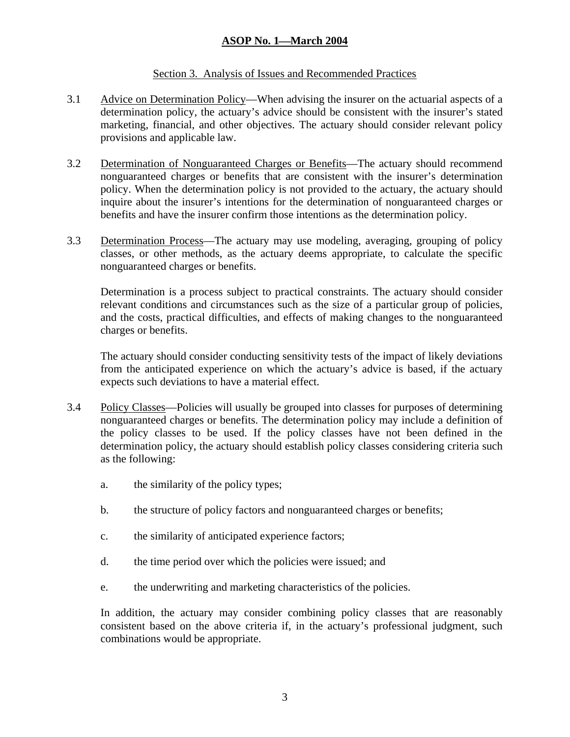## Section 3. Analysis of Issues and Recommended Practices

3.1 Advice on Determination Policy—When advising the insurer on the actuarial aspects of a determination policy, the actuary's advice should be consistent with the insurer's stated marketing, financial, and other objectives. The actuary should consider relevant policy provisions and applicable law.

3.2 Determination of Nonguaranteed Charges or Benefits—The actuary should recommend nonguaranteed charges or benefits that are consistent with the insurer's determination policy. When the determination policy is not provided to the actuary, the actuary should inquire about the insurer's intentions for the determination of nonguaranteed charges or benefits and have the insurer confirm those intentions as the determination policy.

3.3 Determination Process—The actuary may use modeling, averaging, grouping of policy classes, or other methods, as the actuary deems appropriate, to calculate the specific nonguaranteed charges or benefits.

Determination is a process subject to practical constraints. The actuary should consider relevant conditions and circumstances such as the size of a particular group of policies, and the costs, practical difficulties, and effects of making changes to the nonguaranteed charges or benefits.

The actuary should consider conducting sensitivity tests of the impact of likely deviations from the anticipated experience on which the actuary's advice is based, if the actuary expects such deviations to have a material effect.

3.4 Policy Classes—Policies will usually be grouped into classes for purposes of determining nonguaranteed charges or benefits. The determination policy may include a definition of the policy classes to be used. If the policy classes have not been defined in the determination policy, the actuary should establish policy classes considering criteria such as the following:

a. the similarity of the policy types;

b. the structure of policy factors and nonguaranteed charges or benefits;

c. the similarity of anticipated experience factors;

d. the time period over which the policies were issued; and

e. the underwriting and marketing characteristics of the policies.

In addition, the actuary may consider combining policy classes that are reasonably consistent based on the above criteria if, in the actuary's professional judgment, such combinations would be appropriate.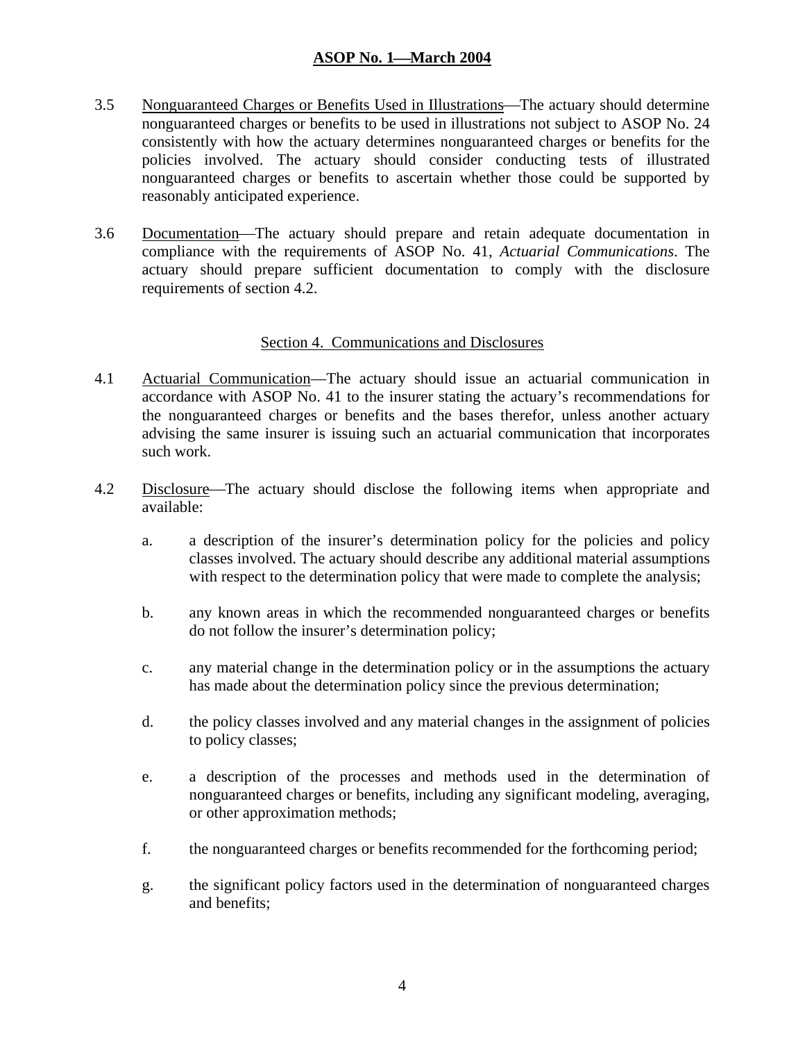3.5 Nonguaranteed Charges or Benefits Used in Illustrations—The actuary should determine nonguaranteed charges or benefits to be used in illustrations not subject to ASOP No. 24 consistently with how the actuary determines nonguaranteed charges or benefits for the policies involved. The actuary should consider conducting tests of illustrated nonguaranteed charges or benefits to ascertain whether those could be supported by reasonably anticipated experience.

3.6 Documentation—The actuary should prepare and retain adequate documentation in compliance with the requirements of ASOP No. 41, *Actuarial Communications*. The actuary should prepare sufficient documentation to comply with the disclosure requirements of section 4.2.

## Section 4. Communications and Disclosures

4.1 Actuarial Communication—The actuary should issue an actuarial communication in accordance with ASOP No. 41 to the insurer stating the actuary's recommendations for the nonguaranteed charges or benefits and the bases therefor, unless another actuary advising the same insurer is issuing such an actuarial communication that incorporates such work.

4.2 Disclosure—The actuary should disclose the following items when appropriate and available:

a. a description of the insurer's determination policy for the policies and policy classes involved. The actuary should describe any additional material assumptions with respect to the determination policy that were made to complete the analysis;

b. any known areas in which the recommended nonguaranteed charges or benefits do not follow the insurer's determination policy;

c. any material change in the determination policy or in the assumptions the actuary has made about the determination policy since the previous determination;

d. the policy classes involved and any material changes in the assignment of policies to policy classes;

e. a description of the processes and methods used in the determination of nonguaranteed charges or benefits, including any significant modeling, averaging, or other approximation methods;

f. the nonguaranteed charges or benefits recommended for the forthcoming period;

g. the significant policy factors used in the determination of nonguaranteed charges and benefits;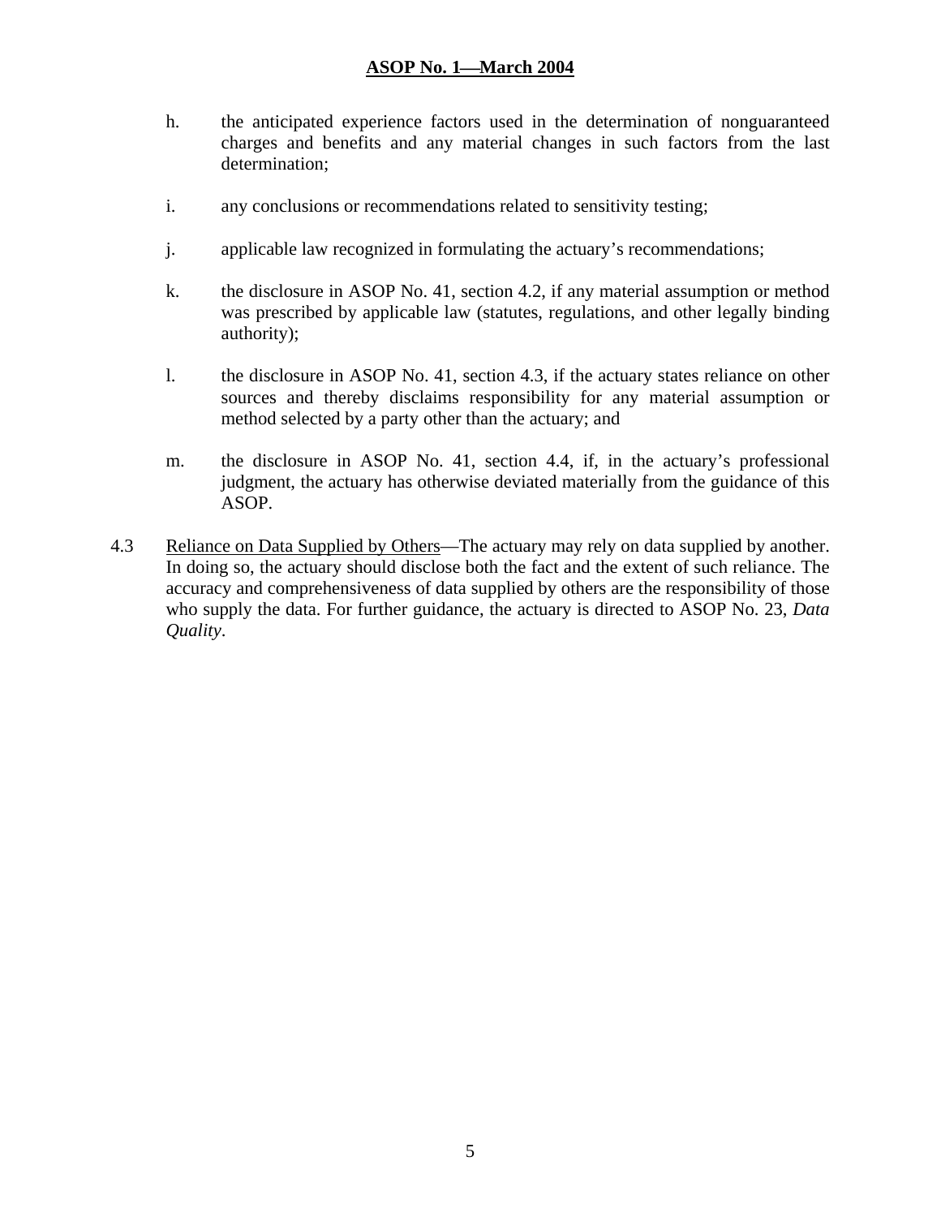h. the anticipated experience factors used in the determination of nonguaranteed charges and benefits and any material changes in such factors from the last determination;

i. any conclusions or recommendations related to sensitivity testing;

j. applicable law recognized in formulating the actuary's recommendations;

k. the disclosure in ASOP No. 41, section 4.2, if any material assumption or method was prescribed by applicable law (statutes, regulations, and other legally binding authority);

l. the disclosure in ASOP No. 41, section 4.3, if the actuary states reliance on other sources and thereby disclaims responsibility for any material assumption or method selected by a party other than the actuary; and

m. the disclosure in ASOP No. 41, section 4.4, if, in the actuary's professional judgment, the actuary has otherwise deviated materially from the guidance of this ASOP.

4.3 Reliance on Data Supplied by Others—The actuary may rely on data supplied by another. In doing so, the actuary should disclose both the fact and the extent of such reliance. The accuracy and comprehensiveness of data supplied by others are the responsibility of those who supply the data. For further guidance, the actuary is directed to ASOP No. 23, *Data Quality*.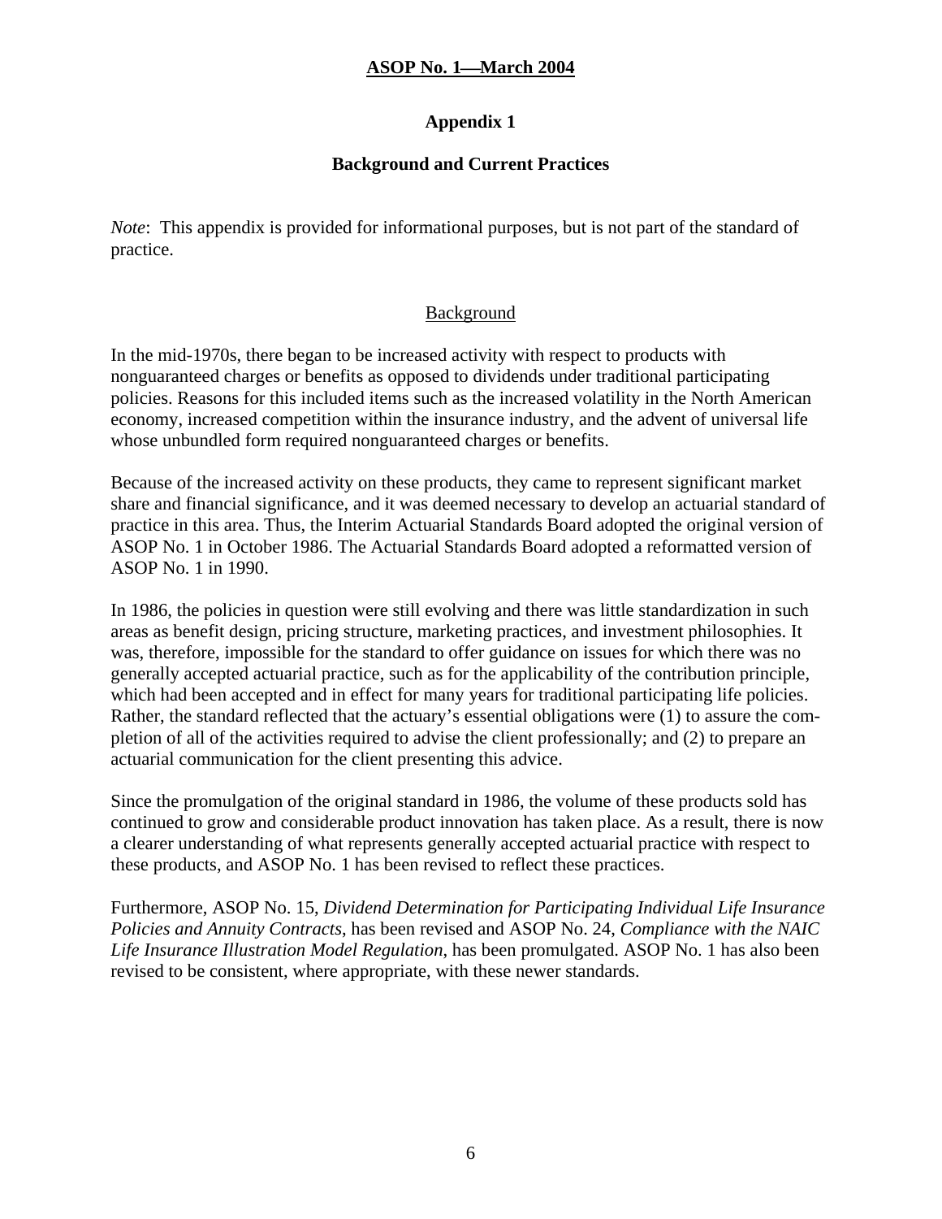# Appendix 1

## Background and Current Practices

*Note*: This appendix is provided for informational purposes, but is not part of the standard of practice.

### Background

In the mid-1970s, there began to be increased activity with respect to products with nonguaranteed charges or benefits as opposed to dividends under traditional participating policies. Reasons for this included items such as the increased volatility in the North American economy, increased competition within the insurance industry, and the advent of universal life whose unbundled form required nonguaranteed charges or benefits.

Because of the increased activity on these products, they came to represent significant market share and financial significance, and it was deemed necessary to develop an actuarial standard of practice in this area. Thus, the Interim Actuarial Standards Board adopted the original version of ASOP No. 1 in October 1986. The Actuarial Standards Board adopted a reformatted version of ASOP No. 1 in 1990.

In 1986, the policies in question were still evolving and there was little standardization in such areas as benefit design, pricing structure, marketing practices, and investment philosophies. It was, therefore, impossible for the standard to offer guidance on issues for which there was no generally accepted actuarial practice, such as for the applicability of the contribution principle, which had been accepted and in effect for many years for traditional participating life policies. Rather, the standard reflected that the actuary's essential obligations were (1) to assure the completion of all of the activities required to advise the client professionally; and (2) to prepare an actuarial communication for the client presenting this advice.

Since the promulgation of the original standard in 1986, the volume of these products sold has continued to grow and considerable product innovation has taken place. As a result, there is now a clearer understanding of what represents generally accepted actuarial practice with respect to these products, and ASOP No. 1 has been revised to reflect these practices.

Furthermore, ASOP No. 15, *Dividend Determination for Participating Individual Life Insurance Policies and Annuity Contracts*, has been revised and ASOP No. 24, *Compliance with the NAIC Life Insurance Illustration Model Regulation*, has been promulgated. ASOP No. 1 has also been revised to be consistent, where appropriate, with these newer standards.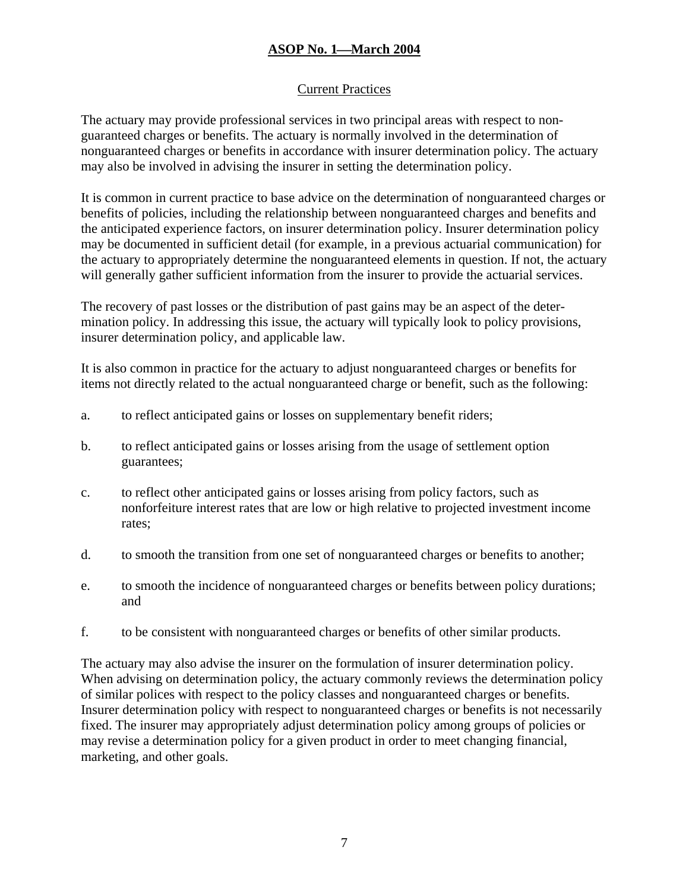## Current Practices

The actuary may provide professional services in two principal areas with respect to non-guaranteed charges or benefits. The actuary is normally involved in the determination of nonguaranteed charges or benefits in accordance with insurer determination policy. The actuary may also be involved in advising the insurer in setting the determination policy.

It is common in current practice to base advice on the determination of nonguaranteed charges or benefits of policies, including the relationship between nonguaranteed charges and benefits and the anticipated experience factors, on insurer determination policy. Insurer determination policy may be documented in sufficient detail (for example, in a previous actuarial communication) for the actuary to appropriately determine the nonguaranteed elements in question. If not, the actuary will generally gather sufficient information from the insurer to provide the actuarial services.

The recovery of past losses or the distribution of past gains may be an aspect of the determination policy. In addressing this issue, the actuary will typically look to policy provisions, insurer determination policy, and applicable law.

It is also common in practice for the actuary to adjust nonguaranteed charges or benefits for items not directly related to the actual nonguaranteed charge or benefit, such as the following:

a. to reflect anticipated gains or losses on supplementary benefit riders;

b. to reflect anticipated gains or losses arising from the usage of settlement option guarantees;

c. to reflect other anticipated gains or losses arising from policy factors, such as nonforfeiture interest rates that are low or high relative to projected investment income rates;

d. to smooth the transition from one set of nonguaranteed charges or benefits to another;

e. to smooth the incidence of nonguaranteed charges or benefits between policy durations; and

f. to be consistent with nonguaranteed charges or benefits of other similar products.

The actuary may also advise the insurer on the formulation of insurer determination policy. When advising on determination policy, the actuary commonly reviews the determination policy of similar polices with respect to the policy classes and nonguaranteed charges or benefits. Insurer determination policy with respect to nonguaranteed charges or benefits is not necessarily fixed. The insurer may appropriately adjust determination policy among groups of policies or may revise a determination policy for a given product in order to meet changing financial, marketing, and other goals.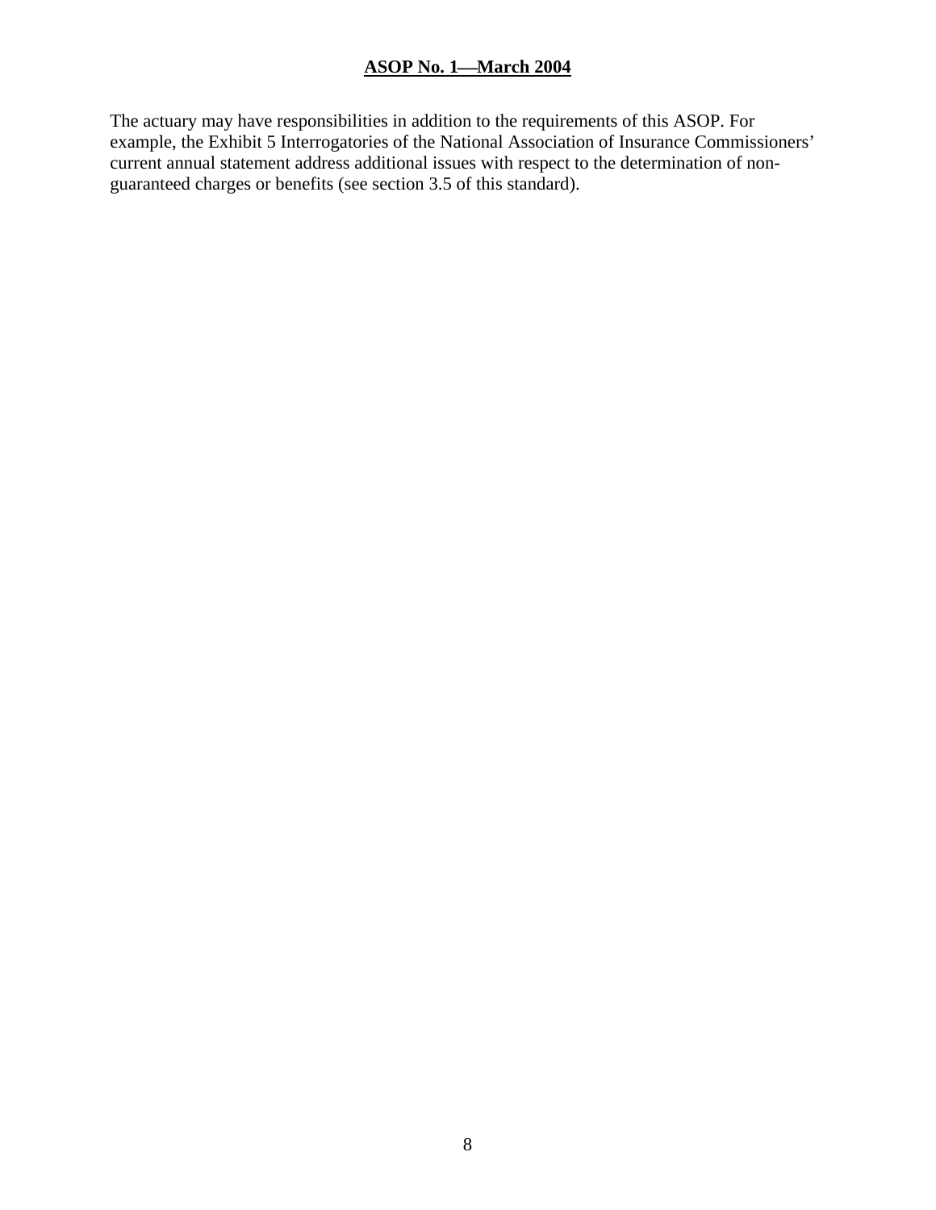The actuary may have responsibilities in addition to the requirements of this ASOP. For example, the Exhibit 5 Interrogatories of the National Association of Insurance Commissioners' current annual statement address additional issues with respect to the determination of non-guaranteed charges or benefits (see section 3.5 of this standard).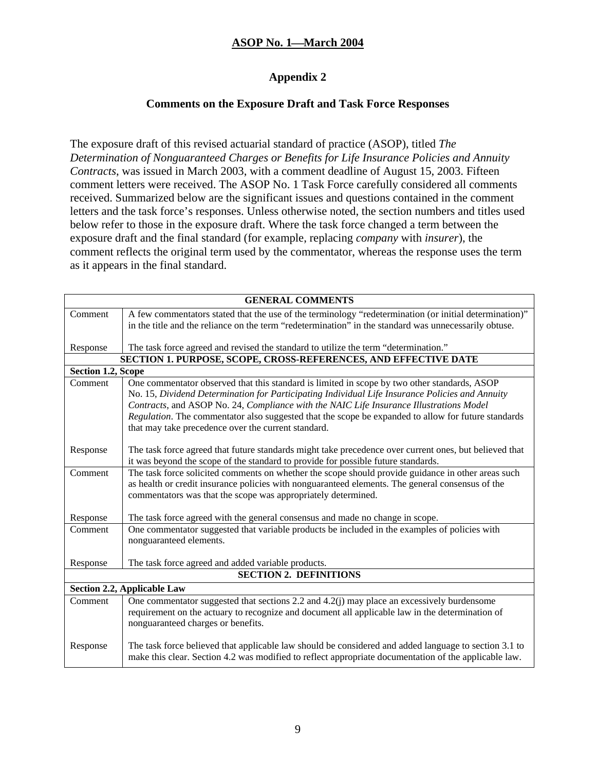## Appendix 2

### Comments on the Exposure Draft and Task Force Responses

The exposure draft of this revised actuarial standard of practice (ASOP), titled *The Determination of Nonguaranteed Charges or Benefits for Life Insurance Policies and Annuity Contracts*, was issued in March 2003, with a comment deadline of August 15, 2003. Fifteen comment letters were received. The ASOP No. 1 Task Force carefully considered all comments received. Summarized below are the significant issues and questions contained in the comment letters and the task force's responses. Unless otherwise noted, the section numbers and titles used below refer to those in the exposure draft. Where the task force changed a term between the exposure draft and the final standard (for example, replacing *company* with *insurer*), the comment reflects the original term used by the commentator, whereas the response uses the term as it appears in the final standard.

| GENERAL COMMENTS | |
|---|---|
| Comment | A few commentators stated that the use of the terminology "redetermination (or initial determination)" in the title and the reliance on the term "redetermination" in the standard was unnecessarily obtuse. |
| Response | The task force agreed and revised the standard to utilize the term "determination." |
| **SECTION 1. PURPOSE, SCOPE, CROSS-REFERENCES, AND EFFECTIVE DATE** | |
| **Section 1.2, Scope** | |
| Comment | One commentator observed that this standard is limited in scope by two other standards, ASOP No. 15, *Dividend Determination for Participating Individual Life Insurance Policies and Annuity Contracts*, and ASOP No. 24, *Compliance with the NAIC Life Insurance Illustrations Model Regulation*. The commentator also suggested that the scope be expanded to allow for future standards that may take precedence over the current standard. |
| Response | The task force agreed that future standards might take precedence over current ones, but believed that it was beyond the scope of the standard to provide for possible future standards. |
| Comment | The task force solicited comments on whether the scope should provide guidance in other areas such as health or credit insurance policies with nonguaranteed elements. The general consensus of the commentators was that the scope was appropriately determined. |
| Response | The task force agreed with the general consensus and made no change in scope. |
| Comment | One commentator suggested that variable products be included in the examples of policies with nonguaranteed elements. |
| Response | The task force agreed and added variable products. |
| **SECTION 2. DEFINITIONS** | |
| **Section 2.2, Applicable Law** | |
| Comment | One commentator suggested that sections 2.2 and 4.2(j) may place an excessively burdensome requirement on the actuary to recognize and document all applicable law in the determination of nonguaranteed charges or benefits. |
| Response | The task force believed that applicable law should be considered and added language to section 3.1 to make this clear. Section 4.2 was modified to reflect appropriate documentation of the applicable law. |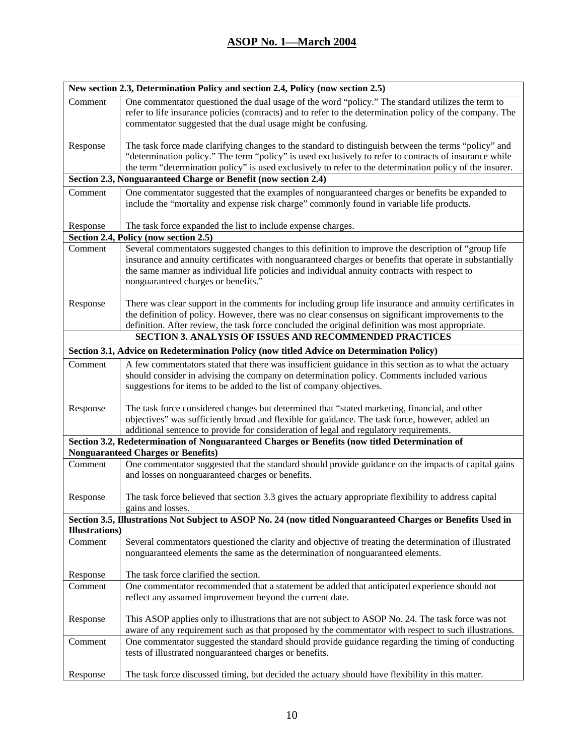| New section 2.3, Determination Policy and section 2.4, Policy (now section 2.5) | |
|---|---|
| Comment | One commentator questioned the dual usage of the word "policy." The standard utilizes the term to refer to life insurance policies (contracts) and to refer to the determination policy of the company. The commentator suggested that the dual usage might be confusing. |
| Response | The task force made clarifying changes to the standard to distinguish between the terms "policy" and "determination policy." The term "policy" is used exclusively to refer to contracts of insurance while the term "determination policy" is used exclusively to refer to the determination policy of the insurer. |
| **Section 2.3, Nonguaranteed Charge or Benefit (now section 2.4)** | |
| Comment | One commentator suggested that the examples of nonguaranteed charges or benefits be expanded to include the "mortality and expense risk charge" commonly found in variable life products. |
| Response | The task force expanded the list to include expense charges. |
| **Section 2.4, Policy (now section 2.5)** | |
| Comment | Several commentators suggested changes to this definition to improve the description of "group life insurance and annuity certificates with nonguaranteed charges or benefits that operate in substantially the same manner as individual life policies and individual annuity contracts with respect to nonguaranteed charges or benefits." |
| Response | There was clear support in the comments for including group life insurance and annuity certificates in the definition of policy. However, there was no clear consensus on significant improvements to the definition. After review, the task force concluded the original definition was most appropriate. |
| **SECTION 3. ANALYSIS OF ISSUES AND RECOMMENDED PRACTICES** | |
| **Section 3.1, Advice on Redetermination Policy (now titled Advice on Determination Policy)** | |
| Comment | A few commentators stated that there was insufficient guidance in this section as to what the actuary should consider in advising the company on determination policy. Comments included various suggestions for items to be added to the list of company objectives. |
| Response | The task force considered changes but determined that "stated marketing, financial, and other objectives" was sufficiently broad and flexible for guidance. The task force, however, added an additional sentence to provide for consideration of legal and regulatory requirements. |
| **Section 3.2, Redetermination of Nonguaranteed Charges or Benefits (now titled Determination of Nonguaranteed Charges or Benefits)** | |
| Comment | One commentator suggested that the standard should provide guidance on the impacts of capital gains and losses on nonguaranteed charges or benefits. |
| Response | The task force believed that section 3.3 gives the actuary appropriate flexibility to address capital gains and losses. |
| **Section 3.5, Illustrations Not Subject to ASOP No. 24 (now titled Nonguaranteed Charges or Benefits Used in Illustrations)** | |
| Comment | Several commentators questioned the clarity and objective of treating the determination of illustrated nonguaranteed elements the same as the determination of nonguaranteed elements. |
| Response | The task force clarified the section. |
| Comment | One commentator recommended that a statement be added that anticipated experience should not reflect any assumed improvement beyond the current date. |
| Response | This ASOP applies only to illustrations that are not subject to ASOP No. 24. The task force was not aware of any requirement such as that proposed by the commentator with respect to such illustrations. |
| Comment | One commentator suggested the standard should provide guidance regarding the timing of conducting tests of illustrated nonguaranteed charges or benefits. |
| Response | The task force discussed timing, but decided the actuary should have flexibility in this matter. |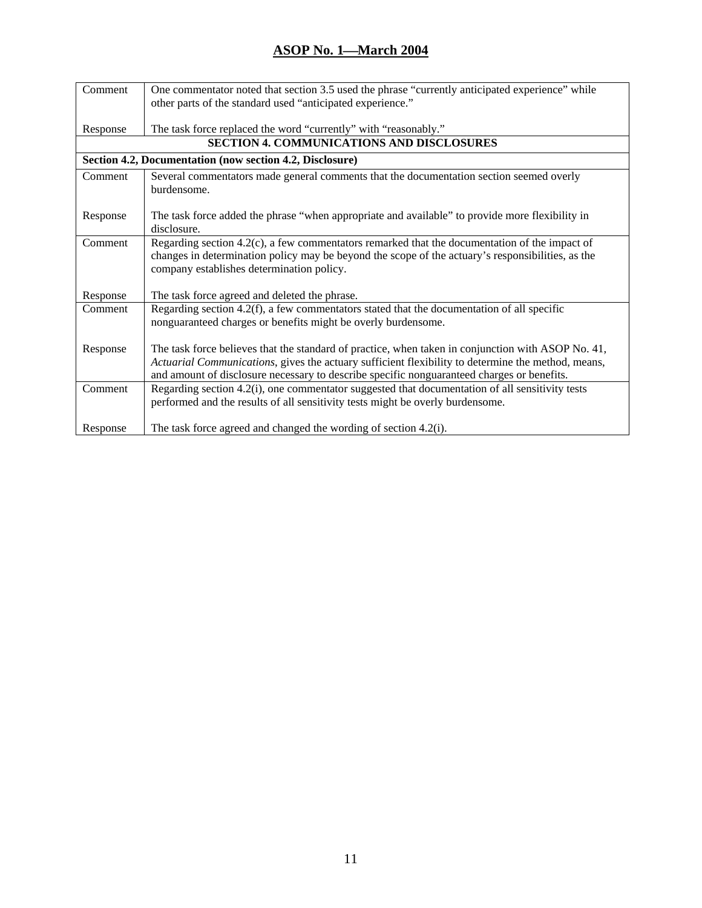| | |
|---|---|
| Comment<br><br>Response | One commentator noted that section 3.5 used the phrase "currently anticipated experience" while other parts of the standard used "anticipated experience."<br><br>The task force replaced the word "currently" with "reasonably." |
| **SECTION 4. COMMUNICATIONS AND DISCLOSURES** | |
| **Section 4.2, Documentation (now section 4.2, Disclosure)** | |
| Comment<br><br>Response | Several commentators made general comments that the documentation section seemed overly burdensome.<br><br>The task force added the phrase "when appropriate and available" to provide more flexibility in disclosure. |
| Comment<br><br>Response | Regarding section 4.2(c), a few commentators remarked that the documentation of the impact of changes in determination policy may be beyond the scope of the actuary's responsibilities, as the company establishes determination policy.<br><br>The task force agreed and deleted the phrase. |
| Comment<br><br>Response | Regarding section 4.2(f), a few commentators stated that the documentation of all specific nonguaranteed charges or benefits might be overly burdensome.<br><br>The task force believes that the standard of practice, when taken in conjunction with ASOP No. 41, *Actuarial Communications*, gives the actuary sufficient flexibility to determine the method, means, and amount of disclosure necessary to describe specific nonguaranteed charges or benefits. |
| Comment<br><br>Response | Regarding section 4.2(i), one commentator suggested that documentation of all sensitivity tests performed and the results of all sensitivity tests might be overly burdensome.<br><br>The task force agreed and changed the wording of section 4.2(i). |